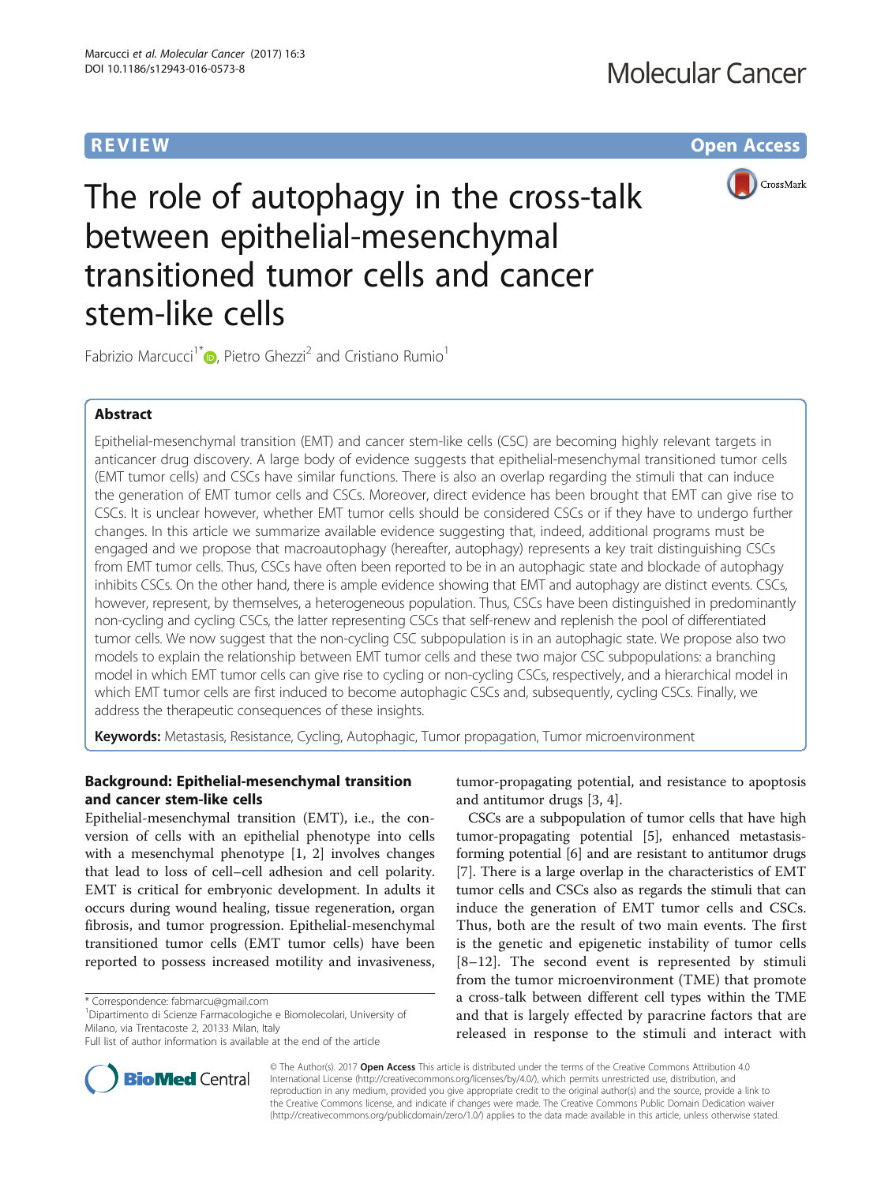REVIEW Open Access

# The role of autophagy in the cross-talk between epithelial-mesenchymal transitioned tumor cells and cancer stem-like cells

Fabrizio Marcucci[1*], Pietro Ghezzi[2] and Cristiano Rumio[1]

## Abstract

Epithelial-mesenchymal transition (EMT) and cancer stem-like cells (CSC) are becoming highly relevant targets in anticancer drug discovery. A large body of evidence suggests that epithelial-mesenchymal transitioned tumor cells (EMT tumor cells) and CSCs have similar functions. There is also an overlap regarding the stimuli that can induce the generation of EMT tumor cells and CSCs. Moreover, direct evidence has been brought that EMT can give rise to CSCs. It is unclear however, whether EMT tumor cells should be considered CSCs or if they have to undergo further changes. In this article we summarize available evidence suggesting that, indeed, additional programs must be engaged and we propose that macroautophagy (hereafter, autophagy) represents a key trait distinguishing CSCs from EMT tumor cells. Thus, CSCs have often been reported to be in an autophagic state and blockade of autophagy inhibits CSCs. On the other hand, there is ample evidence showing that EMT and autophagy are distinct events. CSCs, however, represent, by themselves, a heterogeneous population. Thus, CSCs have been distinguished in predominantly non-cycling and cycling CSCs, the latter representing CSCs that self-renew and replenish the pool of differentiated tumor cells. We now suggest that the non-cycling CSC subpopulation is in an autophagic state. We propose also two models to explain the relationship between EMT tumor cells and these two major CSC subpopulations: a branching model in which EMT tumor cells can give rise to cycling or non-cycling CSCs, respectively, and a hierarchical model in which EMT tumor cells are first induced to become autophagic CSCs and, subsequently, cycling CSCs. Finally, we address the therapeutic consequences of these insights.

**Keywords:** Metastasis, Resistance, Cycling, Autophagic, Tumor propagation, Tumor microenvironment

## Background: Epithelial-mesenchymal transition and cancer stem-like cells

Epithelial-mesenchymal transition (EMT), i.e., the conversion of cells with an epithelial phenotype into cells with a mesenchymal phenotype [1, 2] involves changes that lead to loss of cell–cell adhesion and cell polarity. EMT is critical for embryonic development. In adults it occurs during wound healing, tissue regeneration, organ fibrosis, and tumor progression. Epithelial-mesenchymal transitioned tumor cells (EMT tumor cells) have been reported to possess increased motility and invasiveness, tumor-propagating potential, and resistance to apoptosis and antitumor drugs [3, 4].

CSCs are a subpopulation of tumor cells that have high tumor-propagating potential [5], enhanced metastasis-forming potential [6] and are resistant to antitumor drugs [7]. There is a large overlap in the characteristics of EMT tumor cells and CSCs also as regards the stimuli that can induce the generation of EMT tumor cells and CSCs. Thus, both are the result of two main events. The first is the genetic and epigenetic instability of tumor cells [8–12]. The second event is represented by stimuli from the tumor microenvironment (TME) that promote a cross-talk between different cell types within the TME and that is largely effected by paracrine factors that are released in response to the stimuli and interact with

* Correspondence: fabmarcu@gmail.com
[1]Dipartimento di Scienze Farmacologiche e Biomolecolari, University of Milano, via Trentacoste 2, 20133 Milan, Italy
Full list of author information is available at the end of the article

© The Author(s). 2017 **Open Access** This article is distributed under the terms of the Creative Commons Attribution 4.0 International License (http://creativecommons.org/licenses/by/4.0/), which permits unrestricted use, distribution, and reproduction in any medium, provided you give appropriate credit to the original author(s) and the source, provide a link to the Creative Commons license, and indicate if changes were made. The Creative Commons Public Domain Dedication waiver (http://creativecommons.org/publicdomain/zero/1.0/) applies to the data made available in this article, unless otherwise stated.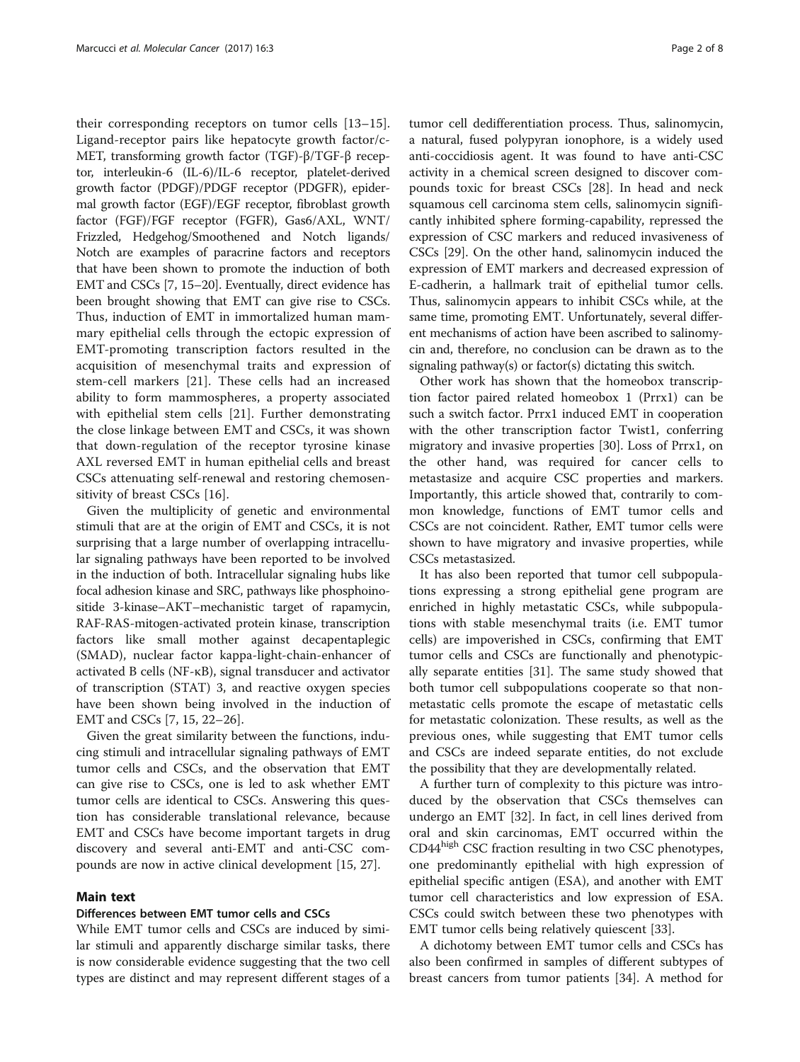their corresponding receptors on tumor cells [13–15]. Ligand-receptor pairs like hepatocyte growth factor/c-MET, transforming growth factor (TGF)-β/TGF-β receptor, interleukin-6 (IL-6)/IL-6 receptor, platelet-derived growth factor (PDGF)/PDGF receptor (PDGFR), epidermal growth factor (EGF)/EGF receptor, fibroblast growth factor (FGF)/FGF receptor (FGFR), Gas6/AXL, WNT/Frizzled, Hedgehog/Smoothened and Notch ligands/Notch are examples of paracrine factors and receptors that have been shown to promote the induction of both EMT and CSCs [7, 15–20]. Eventually, direct evidence has been brought showing that EMT can give rise to CSCs. Thus, induction of EMT in immortalized human mammary epithelial cells through the ectopic expression of EMT-promoting transcription factors resulted in the acquisition of mesenchymal traits and expression of stem-cell markers [21]. These cells had an increased ability to form mammospheres, a property associated with epithelial stem cells [21]. Further demonstrating the close linkage between EMT and CSCs, it was shown that down-regulation of the receptor tyrosine kinase AXL reversed EMT in human epithelial cells and breast CSCs attenuating self-renewal and restoring chemosensitivity of breast CSCs [16].

Given the multiplicity of genetic and environmental stimuli that are at the origin of EMT and CSCs, it is not surprising that a large number of overlapping intracellular signaling pathways have been reported to be involved in the induction of both. Intracellular signaling hubs like focal adhesion kinase and SRC, pathways like phosphoinositide 3-kinase–AKT–mechanistic target of rapamycin, RAF-RAS-mitogen-activated protein kinase, transcription factors like small mother against decapentaplegic (SMAD), nuclear factor kappa-light-chain-enhancer of activated B cells (NF-κB), signal transducer and activator of transcription (STAT) 3, and reactive oxygen species have been shown being involved in the induction of EMT and CSCs [7, 15, 22–26].

Given the great similarity between the functions, inducing stimuli and intracellular signaling pathways of EMT tumor cells and CSCs, and the observation that EMT can give rise to CSCs, one is led to ask whether EMT tumor cells are identical to CSCs. Answering this question has considerable translational relevance, because EMT and CSCs have become important targets in drug discovery and several anti-EMT and anti-CSC compounds are now in active clinical development [15, 27].

## Main text

### Differences between EMT tumor cells and CSCs

While EMT tumor cells and CSCs are induced by similar stimuli and apparently discharge similar tasks, there is now considerable evidence suggesting that the two cell types are distinct and may represent different stages of a tumor cell dedifferentiation process. Thus, salinomycin, a natural, fused polypyran ionophore, is a widely used anti-coccidiosis agent. It was found to have anti-CSC activity in a chemical screen designed to discover compounds toxic for breast CSCs [28]. In head and neck squamous cell carcinoma stem cells, salinomycin significantly inhibited sphere forming-capability, repressed the expression of CSC markers and reduced invasiveness of CSCs [29]. On the other hand, salinomycin induced the expression of EMT markers and decreased expression of E-cadherin, a hallmark trait of epithelial tumor cells. Thus, salinomycin appears to inhibit CSCs while, at the same time, promoting EMT. Unfortunately, several different mechanisms of action have been ascribed to salinomycin and, therefore, no conclusion can be drawn as to the signaling pathway(s) or factor(s) dictating this switch.

Other work has shown that the homeobox transcription factor paired related homeobox 1 (Prrx1) can be such a switch factor. Prrx1 induced EMT in cooperation with the other transcription factor Twist1, conferring migratory and invasive properties [30]. Loss of Prrx1, on the other hand, was required for cancer cells to metastasize and acquire CSC properties and markers. Importantly, this article showed that, contrarily to common knowledge, functions of EMT tumor cells and CSCs are not coincident. Rather, EMT tumor cells were shown to have migratory and invasive properties, while CSCs metastasized.

It has also been reported that tumor cell subpopulations expressing a strong epithelial gene program are enriched in highly metastatic CSCs, while subpopulations with stable mesenchymal traits (i.e. EMT tumor cells) are impoverished in CSCs, confirming that EMT tumor cells and CSCs are functionally and phenotypically separate entities [31]. The same study showed that both tumor cell subpopulations cooperate so that non-metastatic cells promote the escape of metastatic cells for metastatic colonization. These results, as well as the previous ones, while suggesting that EMT tumor cells and CSCs are indeed separate entities, do not exclude the possibility that they are developmentally related.

A further turn of complexity to this picture was introduced by the observation that CSCs themselves can undergo an EMT [32]. In fact, in cell lines derived from oral and skin carcinomas, EMT occurred within the CD44$^{high}$ CSC fraction resulting in two CSC phenotypes, one predominantly epithelial with high expression of epithelial specific antigen (ESA), and another with EMT tumor cell characteristics and low expression of ESA. CSCs could switch between these two phenotypes with EMT tumor cells being relatively quiescent [33].

A dichotomy between EMT tumor cells and CSCs has also been confirmed in samples of different subtypes of breast cancers from tumor patients [34]. A method for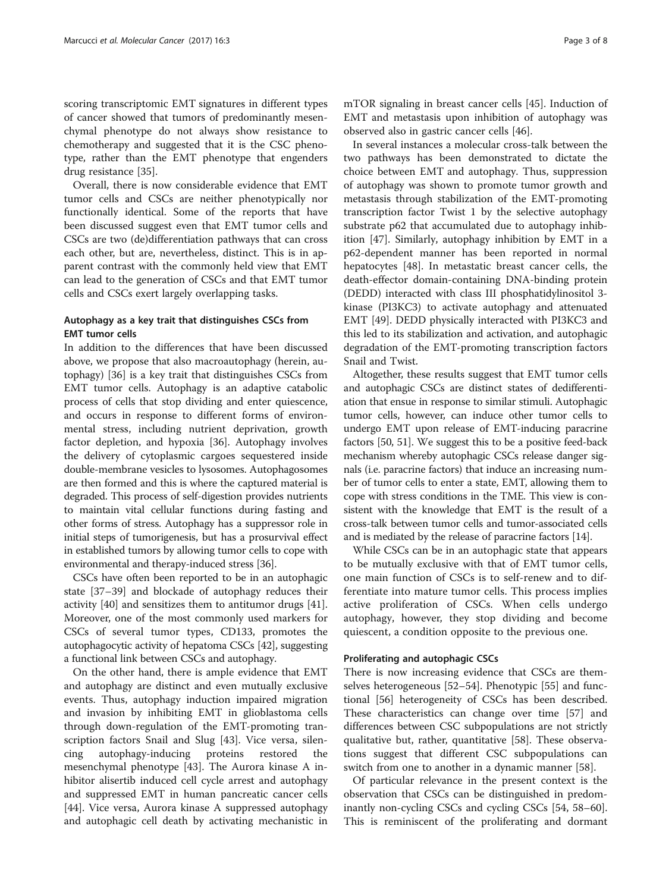scoring transcriptomic EMT signatures in different types of cancer showed that tumors of predominantly mesenchymal phenotype do not always show resistance to chemotherapy and suggested that it is the CSC phenotype, rather than the EMT phenotype that engenders drug resistance [35].

Overall, there is now considerable evidence that EMT tumor cells and CSCs are neither phenotypically nor functionally identical. Some of the reports that have been discussed suggest even that EMT tumor cells and CSCs are two (de)differentiation pathways that can cross each other, but are, nevertheless, distinct. This is in apparent contrast with the commonly held view that EMT can lead to the generation of CSCs and that EMT tumor cells and CSCs exert largely overlapping tasks.

## Autophagy as a key trait that distinguishes CSCs from EMT tumor cells

In addition to the differences that have been discussed above, we propose that also macroautophagy (herein, autophagy) [36] is a key trait that distinguishes CSCs from EMT tumor cells. Autophagy is an adaptive catabolic process of cells that stop dividing and enter quiescence, and occurs in response to different forms of environmental stress, including nutrient deprivation, growth factor depletion, and hypoxia [36]. Autophagy involves the delivery of cytoplasmic cargoes sequestered inside double-membrane vesicles to lysosomes. Autophagosomes are then formed and this is where the captured material is degraded. This process of self-digestion provides nutrients to maintain vital cellular functions during fasting and other forms of stress. Autophagy has a suppressor role in initial steps of tumorigenesis, but has a prosurvival effect in established tumors by allowing tumor cells to cope with environmental and therapy-induced stress [36].

CSCs have often been reported to be in an autophagic state [37–39] and blockade of autophagy reduces their activity [40] and sensitizes them to antitumor drugs [41]. Moreover, one of the most commonly used markers for CSCs of several tumor types, CD133, promotes the autophagocytic activity of hepatoma CSCs [42], suggesting a functional link between CSCs and autophagy.

On the other hand, there is ample evidence that EMT and autophagy are distinct and even mutually exclusive events. Thus, autophagy induction impaired migration and invasion by inhibiting EMT in glioblastoma cells through down-regulation of the EMT-promoting transcription factors Snail and Slug [43]. Vice versa, silencing autophagy-inducing proteins restored the mesenchymal phenotype [43]. The Aurora kinase A inhibitor alisertib induced cell cycle arrest and autophagy and suppressed EMT in human pancreatic cancer cells [44]. Vice versa, Aurora kinase A suppressed autophagy and autophagic cell death by activating mechanistic in mTOR signaling in breast cancer cells [45]. Induction of EMT and metastasis upon inhibition of autophagy was observed also in gastric cancer cells [46].

In several instances a molecular cross-talk between the two pathways has been demonstrated to dictate the choice between EMT and autophagy. Thus, suppression of autophagy was shown to promote tumor growth and metastasis through stabilization of the EMT-promoting transcription factor Twist 1 by the selective autophagy substrate p62 that accumulated due to autophagy inhibition [47]. Similarly, autophagy inhibition by EMT in a p62-dependent manner has been reported in normal hepatocytes [48]. In metastatic breast cancer cells, the death-effector domain-containing DNA-binding protein (DEDD) interacted with class III phosphatidylinositol 3-kinase (PI3KC3) to activate autophagy and attenuated EMT [49]. DEDD physically interacted with PI3KC3 and this led to its stabilization and activation, and autophagic degradation of the EMT-promoting transcription factors Snail and Twist.

Altogether, these results suggest that EMT tumor cells and autophagic CSCs are distinct states of dedifferentiation that ensue in response to similar stimuli. Autophagic tumor cells, however, can induce other tumor cells to undergo EMT upon release of EMT-inducing paracrine factors [50, 51]. We suggest this to be a positive feed-back mechanism whereby autophagic CSCs release danger signals (i.e. paracrine factors) that induce an increasing number of tumor cells to enter a state, EMT, allowing them to cope with stress conditions in the TME. This view is consistent with the knowledge that EMT is the result of a cross-talk between tumor cells and tumor-associated cells and is mediated by the release of paracrine factors [14].

While CSCs can be in an autophagic state that appears to be mutually exclusive with that of EMT tumor cells, one main function of CSCs is to self-renew and to differentiate into mature tumor cells. This process implies active proliferation of CSCs. When cells undergo autophagy, however, they stop dividing and become quiescent, a condition opposite to the previous one.

### Proliferating and autophagic CSCs

There is now increasing evidence that CSCs are themselves heterogeneous [52–54]. Phenotypic [55] and functional [56] heterogeneity of CSCs has been described. These characteristics can change over time [57] and differences between CSC subpopulations are not strictly qualitative but, rather, quantitative [58]. These observations suggest that different CSC subpopulations can switch from one to another in a dynamic manner [58].

Of particular relevance in the present context is the observation that CSCs can be distinguished in predominantly non-cycling CSCs and cycling CSCs [54, 58–60]. This is reminiscent of the proliferating and dormant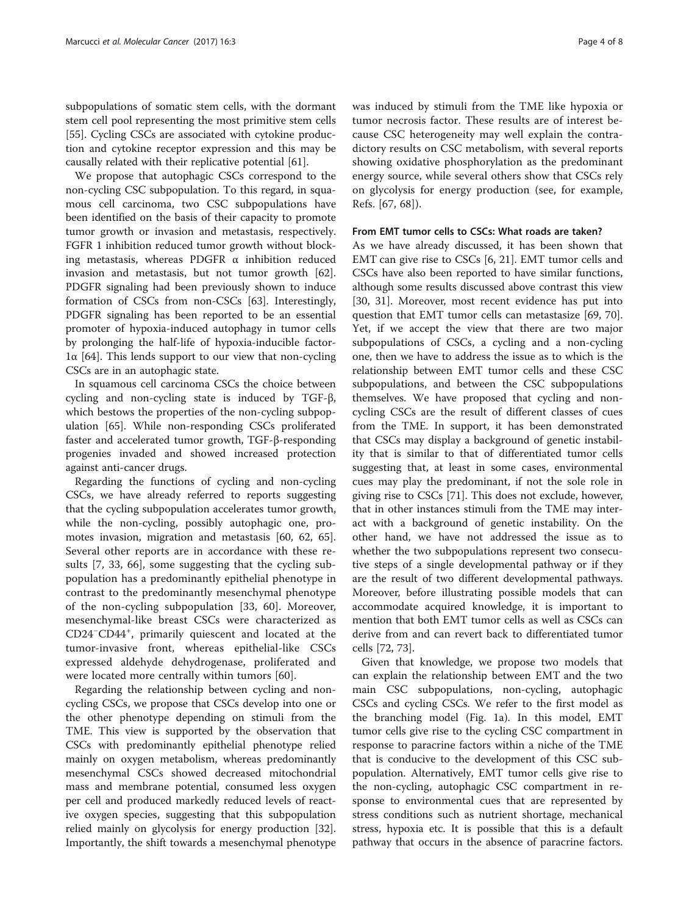subpopulations of somatic stem cells, with the dormant stem cell pool representing the most primitive stem cells [55]. Cycling CSCs are associated with cytokine production and cytokine receptor expression and this may be causally related with their replicative potential [61].

We propose that autophagic CSCs correspond to the non-cycling CSC subpopulation. To this regard, in squamous cell carcinoma, two CSC subpopulations have been identified on the basis of their capacity to promote tumor growth or invasion and metastasis, respectively. FGFR 1 inhibition reduced tumor growth without blocking metastasis, whereas PDGFR α inhibition reduced invasion and metastasis, but not tumor growth [62]. PDGFR signaling had been previously shown to induce formation of CSCs from non-CSCs [63]. Interestingly, PDGFR signaling has been reported to be an essential promoter of hypoxia-induced autophagy in tumor cells by prolonging the half-life of hypoxia-inducible factor-1α [64]. This lends support to our view that non-cycling CSCs are in an autophagic state.

In squamous cell carcinoma CSCs the choice between cycling and non-cycling state is induced by TGF-β, which bestows the properties of the non-cycling subpopulation [65]. While non-responding CSCs proliferated faster and accelerated tumor growth, TGF-β-responding progenies invaded and showed increased protection against anti-cancer drugs.

Regarding the functions of cycling and non-cycling CSCs, we have already referred to reports suggesting that the cycling subpopulation accelerates tumor growth, while the non-cycling, possibly autophagic one, promotes invasion, migration and metastasis [60, 62, 65]. Several other reports are in accordance with these results [7, 33, 66], some suggesting that the cycling subpopulation has a predominantly epithelial phenotype in contrast to the predominantly mesenchymal phenotype of the non-cycling subpopulation [33, 60]. Moreover, mesenchymal-like breast CSCs were characterized as $CD24^{-}CD44^{+}$, primarily quiescent and located at the tumor-invasive front, whereas epithelial-like CSCs expressed aldehyde dehydrogenase, proliferated and were located more centrally within tumors [60].

Regarding the relationship between cycling and non-cycling CSCs, we propose that CSCs develop into one or the other phenotype depending on stimuli from the TME. This view is supported by the observation that CSCs with predominantly epithelial phenotype relied mainly on oxygen metabolism, whereas predominantly mesenchymal CSCs showed decreased mitochondrial mass and membrane potential, consumed less oxygen per cell and produced markedly reduced levels of reactive oxygen species, suggesting that this subpopulation relied mainly on glycolysis for energy production [32]. Importantly, the shift towards a mesenchymal phenotype was induced by stimuli from the TME like hypoxia or tumor necrosis factor. These results are of interest because CSC heterogeneity may well explain the contradictory results on CSC metabolism, with several reports showing oxidative phosphorylation as the predominant energy source, while several others show that CSCs rely on glycolysis for energy production (see, for example, Refs. [67, 68]).

### From EMT tumor cells to CSCs: What roads are taken?

As we have already discussed, it has been shown that EMT can give rise to CSCs [6, 21]. EMT tumor cells and CSCs have also been reported to have similar functions, although some results discussed above contrast this view [30, 31]. Moreover, most recent evidence has put into question that EMT tumor cells can metastasize [69, 70]. Yet, if we accept the view that there are two major subpopulations of CSCs, a cycling and a non-cycling one, then we have to address the issue as to which is the relationship between EMT tumor cells and these CSC subpopulations, and between the CSC subpopulations themselves. We have proposed that cycling and non-cycling CSCs are the result of different classes of cues from the TME. In support, it has been demonstrated that CSCs may display a background of genetic instability that is similar to that of differentiated tumor cells suggesting that, at least in some cases, environmental cues may play the predominant, if not the sole role in giving rise to CSCs [71]. This does not exclude, however, that in other instances stimuli from the TME may interact with a background of genetic instability. On the other hand, we have not addressed the issue as to whether the two subpopulations represent two consecutive steps of a single developmental pathway or if they are the result of two different developmental pathways. Moreover, before illustrating possible models that can accommodate acquired knowledge, it is important to mention that both EMT tumor cells as well as CSCs can derive from and can revert back to differentiated tumor cells [72, 73].

Given that knowledge, we propose two models that can explain the relationship between EMT and the two main CSC subpopulations, non-cycling, autophagic CSCs and cycling CSCs. We refer to the first model as the branching model (Fig. 1a). In this model, EMT tumor cells give rise to the cycling CSC compartment in response to paracrine factors within a niche of the TME that is conducive to the development of this CSC subpopulation. Alternatively, EMT tumor cells give rise to the non-cycling, autophagic CSC compartment in response to environmental cues that are represented by stress conditions such as nutrient shortage, mechanical stress, hypoxia etc. It is possible that this is a default pathway that occurs in the absence of paracrine factors.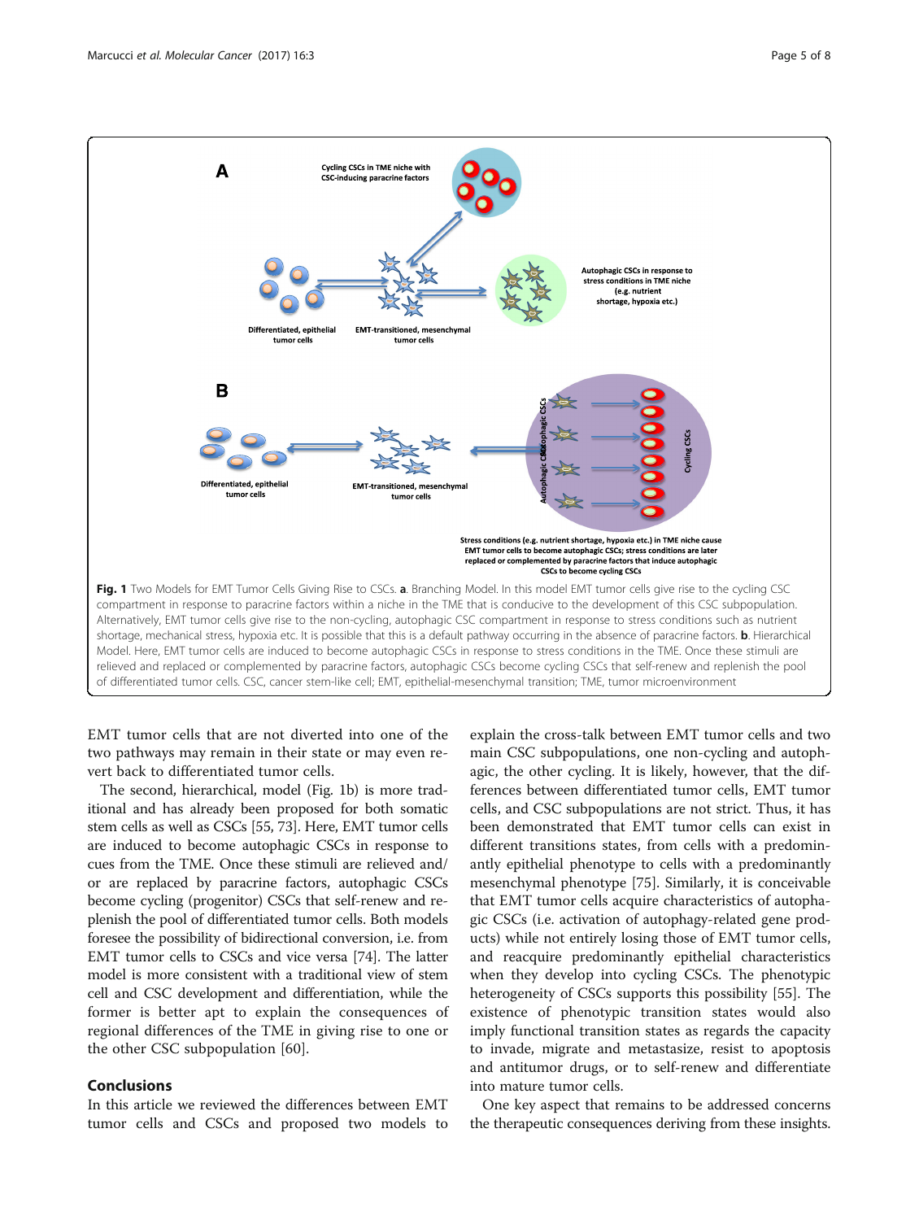**Fig. 1** Two Models for EMT Tumor Cells Giving Rise to CSCs. **a**. Branching Model. In this model EMT tumor cells give rise to the cycling CSC compartment in response to paracrine factors within a niche in the TME that is conducive to the development of this CSC subpopulation. Alternatively, EMT tumor cells give rise to the non-cycling, autophagic CSC compartment in response to stress conditions such as nutrient shortage, mechanical stress, hypoxia etc. It is possible that this is a default pathway occurring in the absence of paracrine factors. **b**. Hierarchical Model. Here, EMT tumor cells are induced to become autophagic CSCs in response to stress conditions in the TME. Once these stimuli are relieved and replaced or complemented by paracrine factors, autophagic CSCs become cycling CSCs that self-renew and replenish the pool of differentiated tumor cells. CSC, cancer stem-like cell; EMT, epithelial-mesenchymal transition; TME, tumor microenvironment

EMT tumor cells that are not diverted into one of the two pathways may remain in their state or may even revert back to differentiated tumor cells.

The second, hierarchical, model (Fig. 1b) is more traditional and has already been proposed for both somatic stem cells as well as CSCs [55, 73]. Here, EMT tumor cells are induced to become autophagic CSCs in response to cues from the TME. Once these stimuli are relieved and/or are replaced by paracrine factors, autophagic CSCs become cycling (progenitor) CSCs that self-renew and replenish the pool of differentiated tumor cells. Both models foresee the possibility of bidirectional conversion, i.e. from EMT tumor cells to CSCs and vice versa [74]. The latter model is more consistent with a traditional view of stem cell and CSC development and differentiation, while the former is better apt to explain the consequences of regional differences of the TME in giving rise to one or the other CSC subpopulation [60].

## Conclusions

In this article we reviewed the differences between EMT tumor cells and CSCs and proposed two models to explain the cross-talk between EMT tumor cells and two main CSC subpopulations, one non-cycling and autophagic, the other cycling. It is likely, however, that the differences between differentiated tumor cells, EMT tumor cells, and CSC subpopulations are not strict. Thus, it has been demonstrated that EMT tumor cells can exist in different transitions states, from cells with a predominantly epithelial phenotype to cells with a predominantly mesenchymal phenotype [75]. Similarly, it is conceivable that EMT tumor cells acquire characteristics of autophagic CSCs (i.e. activation of autophagy-related gene products) while not entirely losing those of EMT tumor cells, and reacquire predominantly epithelial characteristics when they develop into cycling CSCs. The phenotypic heterogeneity of CSCs supports this possibility [55]. The existence of phenotypic transition states would also imply functional transition states as regards the capacity to invade, migrate and metastasize, resist to apoptosis and antitumor drugs, or to self-renew and differentiate into mature tumor cells.

One key aspect that remains to be addressed concerns the therapeutic consequences deriving from these insights.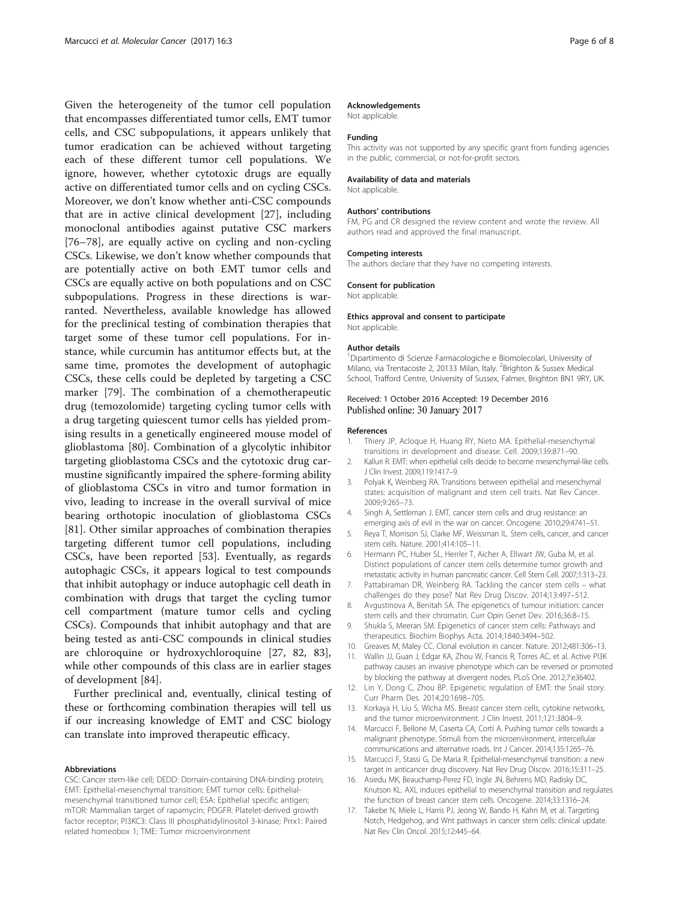Given the heterogeneity of the tumor cell population that encompasses differentiated tumor cells, EMT tumor cells, and CSC subpopulations, it appears unlikely that tumor eradication can be achieved without targeting each of these different tumor cell populations. We ignore, however, whether cytotoxic drugs are equally active on differentiated tumor cells and on cycling CSCs. Moreover, we don't know whether anti-CSC compounds that are in active clinical development [27], including monoclonal antibodies against putative CSC markers [76–78], are equally active on cycling and non-cycling CSCs. Likewise, we don't know whether compounds that are potentially active on both EMT tumor cells and CSCs are equally active on both populations and on CSC subpopulations. Progress in these directions is warranted. Nevertheless, available knowledge has allowed for the preclinical testing of combination therapies that target some of these tumor cell populations. For instance, while curcumin has antitumor effects but, at the same time, promotes the development of autophagic CSCs, these cells could be depleted by targeting a CSC marker [79]. The combination of a chemotherapeutic drug (temozolomide) targeting cycling tumor cells with a drug targeting quiescent tumor cells has yielded promising results in a genetically engineered mouse model of glioblastoma [80]. Combination of a glycolytic inhibitor targeting glioblastoma CSCs and the cytotoxic drug carmustine significantly impaired the sphere-forming ability of glioblastoma CSCs in vitro and tumor formation in vivo, leading to increase in the overall survival of mice bearing orthotopic inoculation of glioblastoma CSCs [81]. Other similar approaches of combination therapies targeting different tumor cell populations, including CSCs, have been reported [53]. Eventually, as regards autophagic CSCs, it appears logical to test compounds that inhibit autophagy or induce autophagic cell death in combination with drugs that target the cycling tumor cell compartment (mature tumor cells and cycling CSCs). Compounds that inhibit autophagy and that are being tested as anti-CSC compounds in clinical studies are chloroquine or hydroxychloroquine [27, 82, 83], while other compounds of this class are in earlier stages of development [84].

Further preclinical and, eventually, clinical testing of these or forthcoming combination therapies will tell us if our increasing knowledge of EMT and CSC biology can translate into improved therapeutic efficacy.

#### Abbreviations
CSC: Cancer stem-like cell; DEDD: Domain-containing DNA-binding protein; EMT: Epithelial-mesenchymal transition; EMT tumor cells: Epithelial-mesenchymal transitioned tumor cell; ESA: Epithelial specific antigen; mTOR: Mammalian target of rapamycin; PDGFR: Platelet-derived growth factor receptor; PI3KC3: Class III phosphatidylinositol 3-kinase; Prrx1: Paired related homeobox 1; TME: Tumor microenvironment

#### Acknowledgements
Not applicable.

#### Funding
This activity was not supported by any specific grant from funding agencies in the public, commercial, or not-for-profit sectors.

#### Availability of data and materials
Not applicable.

#### Authors' contributions
FM, PG and CR designed the review content and wrote the review. All authors read and approved the final manuscript.

#### Competing interests
The authors declare that they have no competing interests.

#### Consent for publication
Not applicable.

#### Ethics approval and consent to participate
Not applicable.

#### Author details
[1]Dipartimento di Scienze Farmacologiche e Biomolecolari, University of Milano, via Trentacoste 2, 20133 Milan, Italy. [2]Brighton & Sussex Medical School, Trafford Centre, University of Sussex, Falmer, Brighton BN1 9RY, UK.

Received: 1 October 2016 Accepted: 19 December 2016
Published online: 30 January 2017

#### References
1. Thiery JP, Acloque H, Huang RY, Nieto MA. Epithelial-mesenchymal transitions in development and disease. Cell. 2009;139:871–90.
2. Kalluri R. EMT: when epithelial cells decide to become mesenchymal-like cells. J Clin Invest. 2009;119:1417–9.
3. Polyak K, Weinberg RA. Transitions between epithelial and mesenchymal states: acquisition of malignant and stem cell traits. Nat Rev Cancer. 2009;9:265–73.
4. Singh A, Settleman J. EMT, cancer stem cells and drug resistance: an emerging axis of evil in the war on cancer. Oncogene. 2010;29:4741–51.
5. Reya T, Morrison SJ, Clarke MF, Weissman IL. Stem cells, cancer, and cancer stem cells. Nature. 2001;414:105–11.
6. Hermann PC, Huber SL, Herrler T, Aicher A, Ellwart JW, Guba M, et al. Distinct populations of cancer stem cells determine tumor growth and metastatic activity in human pancreatic cancer. Cell Stem Cell. 2007;1:313–23.
7. Pattabiraman DR, Weinberg RA. Tackling the cancer stem cells – what challenges do they pose? Nat Rev Drug Discov. 2014;13:497–512.
8. Avgustinova A, Benitah SA. The epigenetics of tumour initiation: cancer stem cells and their chromatin. Curr Opin Genet Dev. 2016;36:8–15.
9. Shukla S, Meeran SM. Epigenetics of cancer stem cells: Pathways and therapeutics. Biochim Biophys Acta. 2014;1840:3494–502.
10. Greaves M, Maley CC. Clonal evolution in cancer. Nature. 2012;481:306–13.
11. Wallin JJ, Guan J, Edgar KA, Zhou W, Francis R, Torres AC, et al. Active PI3K pathway causes an invasive phenotype which can be reversed or promoted by blocking the pathway at divergent nodes. PLoS One. 2012;7:e36402.
12. Lin Y, Dong C, Zhou BP. Epigenetic regulation of EMT: the Snail story. Curr Pharm Des. 2014;20:1698–705.
13. Korkaya H, Liu S, Wicha MS. Breast cancer stem cells, cytokine networks, and the tumor microenvironment. J Clin Invest. 2011;121:3804–9.
14. Marcucci F, Bellone M, Caserta CA, Corti A. Pushing tumor cells towards a malignant phenotype. Stimuli from the microenvironment, intercellular communications and alternative roads. Int J Cancer. 2014;135:1265–76.
15. Marcucci F, Stassi G, De Maria R. Epithelial-mesenchymal transition: a new target in anticancer drug discovery. Nat Rev Drug Discov. 2016;15:311–25.
16. Asiedu MK, Beauchamp-Perez FD, Ingle JN, Behrens MD, Radisky DC, Knutson KL. AXL induces epithelial to mesenchymal transition and regulates the function of breast cancer stem cells. Oncogene. 2014;33:1316–24.
17. Takebe N, Miele L, Harris PJ, Jeong W, Bando H, Kahn M, et al. Targeting Notch, Hedgehog, and Wnt pathways in cancer stem cells: clinical update. Nat Rev Clin Oncol. 2015;12:445–64.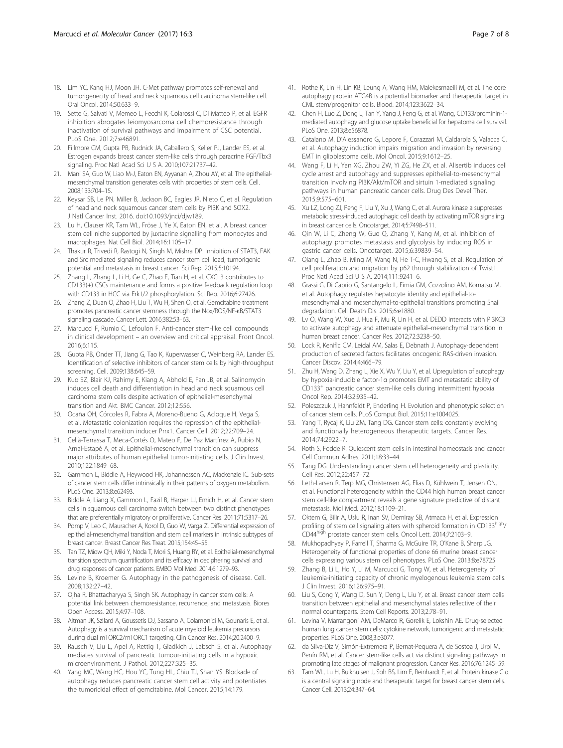18. Lim YC, Kang HJ, Moon JH. C-Met pathway promotes self-renewal and tumorigenecity of head and neck squamous cell carcinoma stem-like cell. Oral Oncol. 2014;50:633–9.
19. Sette G, Salvati V, Memeo L, Fecchi K, Colarossi C, Di Matteo P, et al. EGFR inhibition abrogates leiomyosarcoma cell chemoresistance through inactivation of survival pathways and impairment of CSC potential. PLoS One. 2012;7:e46891.
20. Fillmore CM, Gupta PB, Rudnick JA, Caballero S, Keller PJ, Lander ES, et al. Estrogen expands breast cancer stem-like cells through paracrine FGF/Tbx3 signaling. Proc Natl Acad Sci U S A. 2010;107:21737–42.
21. Mani SA, Guo W, Liao M-J, Eaton EN, Ayyanan A, Zhou AY, et al. The epithelial-mesenchymal transition generates cells with properties of stem cells. Cell. 2008;133:704–15.
22. Keysar SB, Le PN, Miller B, Jackson BC, Eagles JR, Nieto C, et al. Regulation of head and neck squamous cancer stem cells by PI3K and SOX2. J Natl Cancer Inst. 2016. doi:10.1093/jnci/djw189.
23. Lu H, Clauser KR, Tam WL, Fröse J, Ye X, Eaton EN, et al. A breast cancer stem cell niche supported by juxtacrine signalling from monocytes and macrophages. Nat Cell Biol. 2014;16:1105–17.
24. Thakur R, Trivedi R, Rastogi N, Singh M, Mishra DP. Inhibition of STAT3, FAK and Src mediated signaling reduces cancer stem cell load, tumorigenic potential and metastasis in breast cancer. Sci Rep. 2015;5:10194.
25. Zhang L, Zhang L, Li H, Ge C, Zhao F, Tian H, et al. CXCL3 contributes to CD133(+) CSCs maintenance and forms a positive feedback regulation loop with CD133 in HCC via Erk1/2 phosphorylation. Sci Rep. 2016;6:27426.
26. Zhang Z, Duan Q, Zhao H, Liu T, Wu H, Shen Q, et al. Gemcitabine treatment promotes pancreatic cancer stemness through the Nox/ROS/NF-κB/STAT3 signaling cascade. Cancer Lett. 2016;382:53–63.
27. Marcucci F, Rumio C, Lefoulon F. Anti-cancer stem-like cell compounds in clinical development – an overview and critical appraisal. Front Oncol. 2016;6:115.
28. Gupta PB, Onder TT, Jiang G, Tao K, Kuperwasser C, Weinberg RA, Lander ES. Identification of selective inhibitors of cancer stem cells by high-throughput screening. Cell. 2009;138:645–59.
29. Kuo SZ, Blair KJ, Rahimy E, Kiang A, Abhold E, Fan JB, et al. Salinomycin induces cell death and differentiation in head and neck squamous cell carcinoma stem cells despite activation of epithelial-mesenchymal transition and Akt. BMC Cancer. 2012;12:556.
30. Ocaña OH, Córcoles R, Fabra A, Moreno-Bueno G, Acloque H, Vega S, et al. Metastatic colonization requires the repression of the epithelial-mesenchymal transition inducer Prrx1. Cancer Cell. 2012;22:709–24.
31. Celià-Terrassa T, Meca-Cortés O, Mateo F, De Paz Martínez A, Rubio N, Arnal-Estapé A, et al. Epithelial-mesenchymal transition can suppress major attributes of human epithelial tumor-initiating cells. J Clin Invest. 2010;122:1849–68.
32. Gammon L, Biddle A, Heywood HK, Johannessen AC, Mackenzie IC. Sub-sets of cancer stem cells differ intrinsically in their patterns of oxygen metabolism. PLoS One. 2013;8:e62493.
33. Biddle A, Liang X, Gammon L, Fazil B, Harper LJ, Emich H, et al. Cancer stem cells in squamous cell carcinoma switch between two distinct phenotypes that are preferentially migratory or proliferative. Cancer Res. 2011;71:5317–26.
34. Pomp V, Leo C, Mauracher A, Korol D, Guo W, Varga Z. Differential expression of epithelial-mesenchymal transition and stem cell markers in intrinsic subtypes of breast cancer. Breast Cancer Res Treat. 2015;154:45–55.
35. Tan TZ, Miow QH, Miki Y, Noda T, Mori S, Huang RY, et al. Epithelial-mesenchymal transition spectrum quantification and its efficacy in deciphering survival and drug responses of cancer patients. EMBO Mol Med. 2014;6:1279–93.
36. Levine B, Kroemer G. Autophagy in the pathogenesis of disease. Cell. 2008;132:27–42.
37. Ojha R, Bhattacharyya S, Singh SK. Autophagy in cancer stem cells: A potential link between chemoresistance, recurrence, and metastasis. Biores Open Access. 2015;4:97–108.
38. Altman JK, Szilard A, Goussetis DJ, Sassano A, Colamonici M, Gounaris E, et al. Autophagy is a survival mechanism of acute myeloid leukemia precursors during dual mTORC2/mTORC1 targeting. Clin Cancer Res. 2014;20:2400–9.
39. Rausch V, Liu L, Apel A, Rettig T, Gladkich J, Labsch S, et al. Autophagy mediates survival of pancreatic tumour-initiating cells in a hypoxic microenvironment. J Pathol. 2012;227:325–35.
40. Yang MC, Wang HC, Hou YC, Tung HL, Chiu TJ, Shan YS. Blockade of autophagy reduces pancreatic cancer stem cell activity and potentiates the tumoricidal effect of gemcitabine. Mol Cancer. 2015;14:179.
41. Rothe K, Lin H, Lin KB, Leung A, Wang HM, Malekesmaeili M, et al. The core autophagy protein ATG4B is a potential biomarker and therapeutic target in CML stem/progenitor cells. Blood. 2014;123:3622–34.
42. Chen H, Luo Z, Dong L, Tan Y, Yang J, Feng G, et al. Wang, CD133/prominin-1-mediated autophagy and glucose uptake beneficial for hepatoma cell survival. PLoS One. 2013;8:e56878.
43. Catalano M, D'Alessandro G, Lepore F, Corazzari M, Caldarola S, Valacca C, et al. Autophagy induction impairs migration and invasion by reversing EMT in glioblastoma cells. Mol Oncol. 2015;9:1612–25.
44. Wang F, Li H, Yan XG, Zhou ZW, Yi ZG, He ZX, et al. Alisertib induces cell cycle arrest and autophagy and suppresses epithelial-to-mesenchymal transition involving PI3K/Akt/mTOR and sirtuin 1-mediated signaling pathways in human pancreatic cancer cells. Drug Des Devel Ther. 2015;9:575–601.
45. Xu LZ, Long ZJ, Peng F, Liu Y, Xu J, Wang C, et al. Aurora kinase a suppresses metabolic stress-induced autophagic cell death by activating mTOR signaling in breast cancer cells. Oncotarget. 2014;5:7498–511.
46. Qin W, Li C, Zheng W, Guo Q, Zhang Y, Kang M, et al. Inhibition of autophagy promotes metastasis and glycolysis by inducing ROS in gastric cancer cells. Oncotarget. 2015;6:39839–54.
47. Qiang L, Zhao B, Ming M, Wang N, He T-C, Hwang S, et al. Regulation of cell proliferation and migration by p62 through stabilization of Twist1. Proc Natl Acad Sci U S A. 2014;111:9241–6.
48. Grassi G, Di Caprio G, Santangelo L, Fimia GM, Cozzolino AM, Komatsu M, et al. Autophagy regulates hepatocyte identity and epithelial-to-mesenchymal and mesenchymal-to-epithelial transitions promoting Snail degradation. Cell Death Dis. 2015;6:e1880.
49. Lv Q, Wang W, Xue J, Hua F, Mu R, Lin H, et al. DEDD interacts with PI3KC3 to activate autophagy and attenuate epithelial–mesenchymal transition in human breast cancer. Cancer Res. 2012;72:3238–50.
50. Lock R, Kenific CM, Leidal AM, Salas E, Debnath J. Autophagy-dependent production of secreted factors facilitates oncogenic RAS-driven invasion. Cancer Discov. 2014;4:466–79.
51. Zhu H, Wang D, Zhang L, Xie X, Wu Y, Liu Y, et al. Upregulation of autophagy by hypoxia-inducible factor-1α promotes EMT and metastatic ability of CD133$^+$ pancreatic cancer stem-like cells during intermittent hypoxia. Oncol Rep. 2014;32:935–42.
52. Poleszczuk J, Hahnfeldt P, Enderling H. Evolution and phenotypic selection of cancer stem cells. PLoS Comput Biol. 2015;11:e1004025.
53. Yang T, Rycaj K, Liu ZM, Tang DG. Cancer stem cells: constantly evolving and functionally heterogeneous therapeutic targets. Cancer Res. 2014;74:2922–7.
54. Roth S, Fodde R. Quiescent stem cells in intestinal homeostasis and cancer. Cell Commun Adhes. 2011;18:33–44.
55. Tang DG. Understanding cancer stem cell heterogeneity and plasticity. Cell Res. 2012;22:457–72.
56. Leth-Larsen R, Terp MG, Christensen AG, Elias D, Kühlwein T, Jensen ON, et al. Functional heterogeneity within the CD44 high human breast cancer stem cell-like compartment reveals a gene signature predictive of distant metastasis. Mol Med. 2012;18:1109–21.
57. Oktem G, Bilir A, Uslu R, Inan SV, Demiray SB, Atmaca H, et al. Expression profiling of stem cell signaling alters with spheroid formation in CD133$^{high}$/CD44$^{high}$ prostate cancer stem cells. Oncol Lett. 2014;7:2103–9.
58. Mukhopadhyay P, Farrell T, Sharma G, McGuire TR, O'Kane B, Sharp JG. Heterogeneity of functional properties of clone 66 murine breast cancer cells expressing various stem cell phenotypes. PLoS One. 2013;8:e78725.
59. Zhang B, Li L, Ho Y, Li M, Marcucci G, Tong W, et al. Heterogeneity of leukemia-initiating capacity of chronic myelogenous leukemia stem cells. J Clin Invest. 2016;126:975–91.
60. Liu S, Cong Y, Wang D, Sun Y, Deng L, Liu Y, et al. Breast cancer stem cells transition between epithelial and mesenchymal states reflective of their normal counterparts. Stem Cell Reports. 2013;2:78–91.
61. Levina V, Marrangoni AM, DeMarco R, Gorelik E, Lokshin AE. Drug-selected human lung cancer stem cells: cytokine network, tumorigenic and metastatic properties. PLoS One. 2008;3:e3077.
62. da Silva-Diz V, Simón-Extremera P, Bernat-Peguera A, de Sostoa J, Urpí M, Penín RM, et al. Cancer stem-like cells act via distinct signaling pathways in promoting late stages of malignant progression. Cancer Res. 2016;76:1245–59.
63. Tam WL, Lu H, Buikhuisen J, Soh BS, Lim E, Reinhardt F, et al. Protein kinase C α is a central signaling node and therapeutic target for breast cancer stem cells. Cancer Cell. 2013;24:347–64.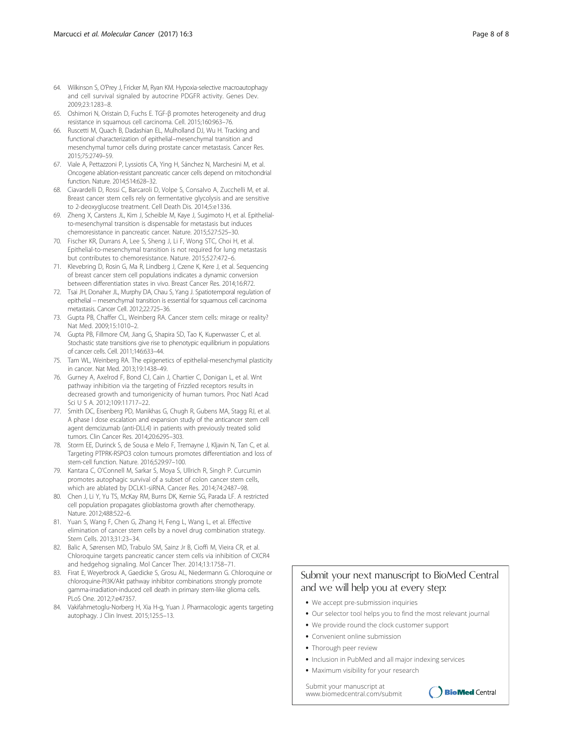64. Wilkinson S, O'Prey J, Fricker M, Ryan KM. Hypoxia-selective macroautophagy and cell survival signaled by autocrine PDGFR activity. Genes Dev. 2009;23:1283–8.
65. Oshimori N, Oristain D, Fuchs E. TGF-β promotes heterogeneity and drug resistance in squamous cell carcinoma. Cell. 2015;160:963–76.
66. Ruscetti M, Quach B, Dadashian EL, Mulholland DJ, Wu H. Tracking and functional characterization of epithelial–mesenchymal transition and mesenchymal tumor cells during prostate cancer metastasis. Cancer Res. 2015;75:2749–59.
67. Viale A, Pettazzoni P, Lyssiotis CA, Ying H, Sánchez N, Marchesini M, et al. Oncogene ablation-resistant pancreatic cancer cells depend on mitochondrial function. Nature. 2014;514:628–32.
68. Ciavardelli D, Rossi C, Barcaroli D, Volpe S, Consalvo A, Zucchelli M, et al. Breast cancer stem cells rely on fermentative glycolysis and are sensitive to 2-deoxyglucose treatment. Cell Death Dis. 2014;5:e1336.
69. Zheng X, Carstens JL, Kim J, Scheible M, Kaye J, Sugimoto H, et al. Epithelial-to-mesenchymal transition is dispensable for metastasis but induces chemoresistance in pancreatic cancer. Nature. 2015;527:525–30.
70. Fischer KR, Durrans A, Lee S, Sheng J, Li F, Wong STC, Choi H, et al. Epithelial-to-mesenchymal transition is not required for lung metastasis but contributes to chemoresistance. Nature. 2015;527:472–6.
71. Klevebring D, Rosin G, Ma R, Lindberg J, Czene K, Kere J, et al. Sequencing of breast cancer stem cell populations indicates a dynamic conversion between differentiation states in vivo. Breast Cancer Res. 2014;16:R72.
72. Tsai JH, Donaher JL, Murphy DA, Chau S, Yang J. Spatiotemporal regulation of epithelial – mesenchymal transition is essential for squamous cell carcinoma metastasis. Cancer Cell. 2012;22:725–36.
73. Gupta PB, Chaffer CL, Weinberg RA. Cancer stem cells: mirage or reality? Nat Med. 2009;15:1010–2.
74. Gupta PB, Fillmore CM, Jiang G, Shapira SD, Tao K, Kuperwasser C, et al. Stochastic state transitions give rise to phenotypic equilibrium in populations of cancer cells. Cell. 2011;146:633–44.
75. Tam WL, Weinberg RA. The epigenetics of epithelial-mesenchymal plasticity in cancer. Nat Med. 2013;19:1438–49.
76. Gurney A, Axelrod F, Bond CJ, Cain J, Chartier C, Donigan L, et al. Wnt pathway inhibition via the targeting of Frizzled receptors results in decreased growth and tumorigenicity of human tumors. Proc Natl Acad Sci U S A. 2012;109:11717–22.
77. Smith DC, Eisenberg PD, Manikhas G, Chugh R, Gubens MA, Stagg RJ, et al. A phase I dose escalation and expansion study of the anticancer stem cell agent demcizumab (anti-DLL4) in patients with previously treated solid tumors. Clin Cancer Res. 2014;20:6295–303.
78. Storm EE, Durinck S, de Sousa e Melo F, Tremayne J, Kljavin N, Tan C, et al. Targeting PTPRK-RSPO3 colon tumours promotes differentiation and loss of stem-cell function. Nature. 2016;529:97–100.
79. Kantara C, O'Connell M, Sarkar S, Moya S, Ullrich R, Singh P. Curcumin promotes autophagic survival of a subset of colon cancer stem cells, which are ablated by DCLK1-siRNA. Cancer Res. 2014;74:2487–98.
80. Chen J, Li Y, Yu TS, McKay RM, Burns DK, Kernie SG, Parada LF. A restricted cell population propagates glioblastoma growth after chemotherapy. Nature. 2012;488:522–6.
81. Yuan S, Wang F, Chen G, Zhang H, Feng L, Wang L, et al. Effective elimination of cancer stem cells by a novel drug combination strategy. Stem Cells. 2013;31:23–34.
82. Balic A, Sørensen MD, Trabulo SM, Sainz Jr B, Cioffi M, Vieira CR, et al. Chloroquine targets pancreatic cancer stem cells via inhibition of CXCR4 and hedgehog signaling. Mol Cancer Ther. 2014;13:1758–71.
83. Firat E, Weyerbrock A, Gaedicke S, Grosu AL, Niedermann G. Chloroquine or chloroquine-PI3K/Akt pathway inhibitor combinations strongly promote gamma-irradiation-induced cell death in primary stem-like glioma cells. PLoS One. 2012;7:e47357.
84. Vakifahmetoglu-Norberg H, Xia H-g, Yuan J. Pharmacologic agents targeting autophagy. J Clin Invest. 2015;125:5–13.

Submit your next manuscript to BioMed Central and we will help you at every step:

- We accept pre-submission inquiries
- Our selector tool helps you to find the most relevant journal
- We provide round the clock customer support
- Convenient online submission
- Thorough peer review
- Inclusion in PubMed and all major indexing services
- Maximum visibility for your research

Submit your manuscript at
www.biomedcentral.com/submit

BioMed Central